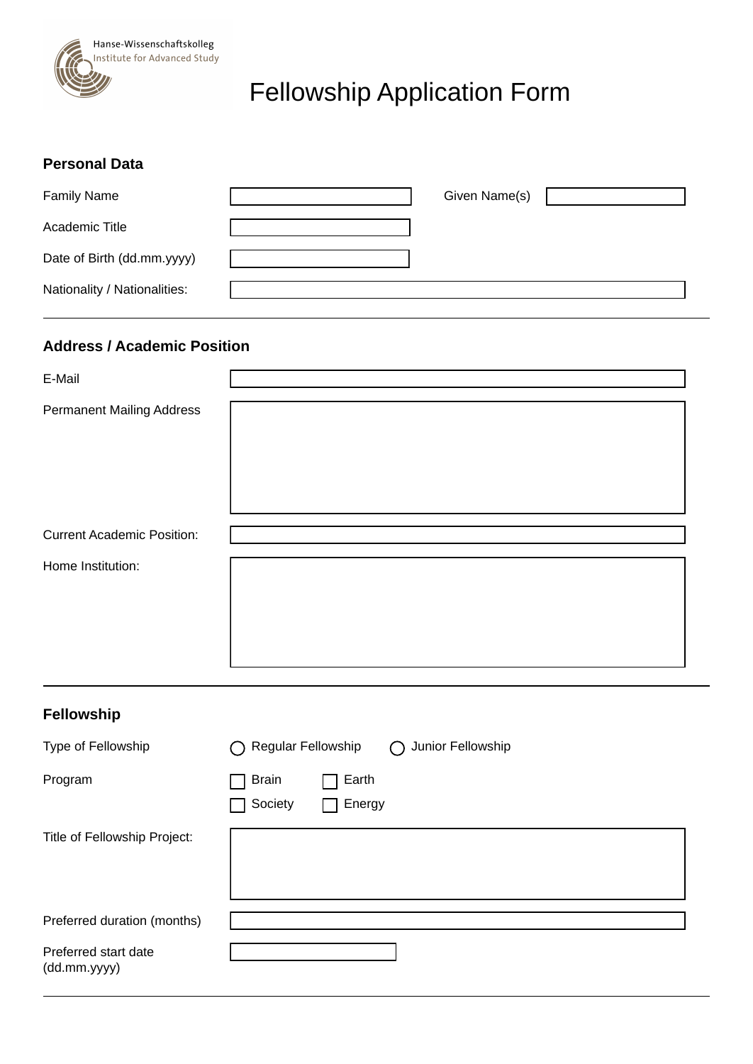Hanse-Wissenschaftskolleg
Institute for Advanced Study

# Fellowship Application Form

## Personal Data

Family Name

Given Name(s)

Academic Title

Date of Birth (dd.mm.yyyy)

Nationality / Nationalities:

---

## Address / Academic Position

E-Mail

Permanent Mailing Address

Current Academic Position:

Home Institution:

---

## Fellowship

Type of Fellowship

○ Regular Fellowship ○ Junior Fellowship

Program

☐ Brain ☐ Earth

☐ Society ☐ Energy

Title of Fellowship Project:

Preferred duration (months)

Preferred start date (dd.mm.yyyy)

---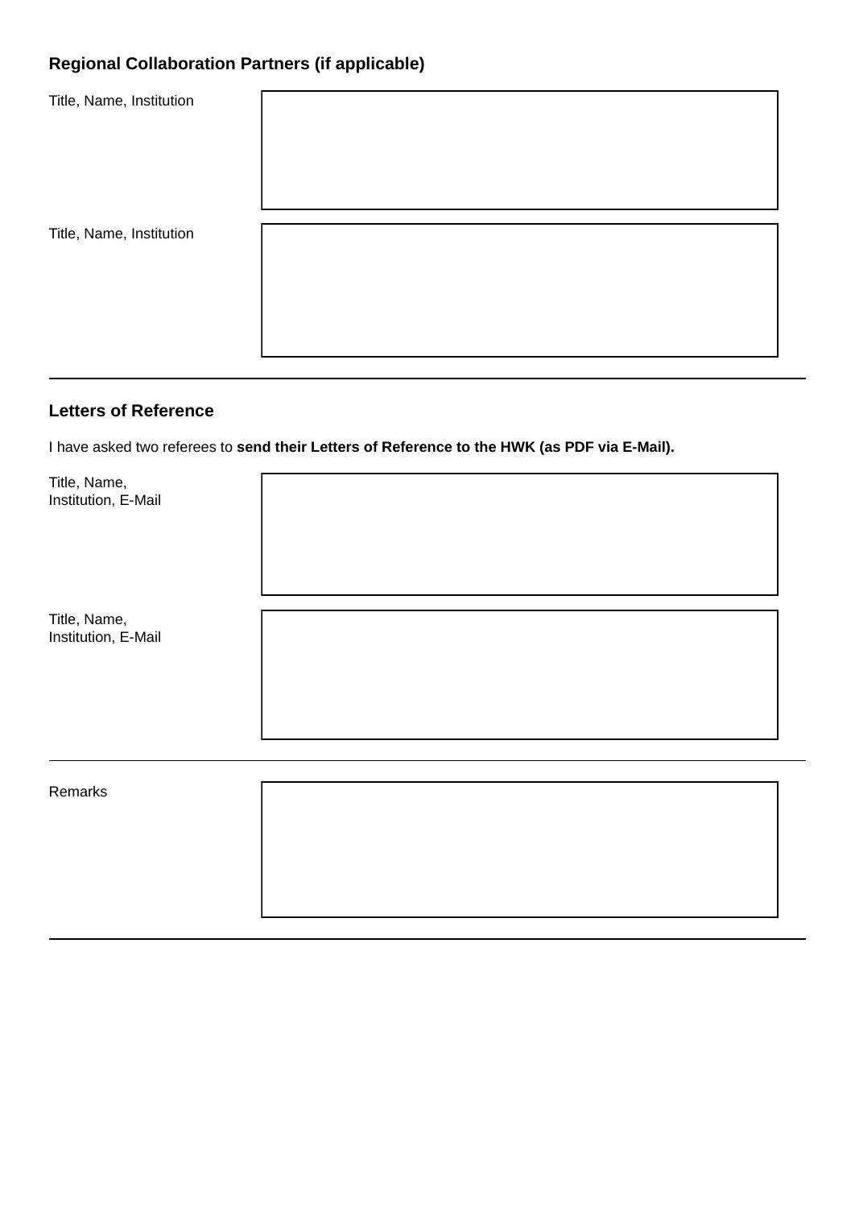## Regional Collaboration Partners (if applicable)

| Title, Name, Institution | |
|---|---|
| Title, Name, Institution | |

---

## Letters of Reference

I have asked two referees to **send their Letters of Reference to the HWK (as PDF via E-Mail).**

| Title, Name, Institution, E-Mail | |
|---|---|
| Title, Name, Institution, E-Mail | |

---

| Remarks | |
|---|---|

---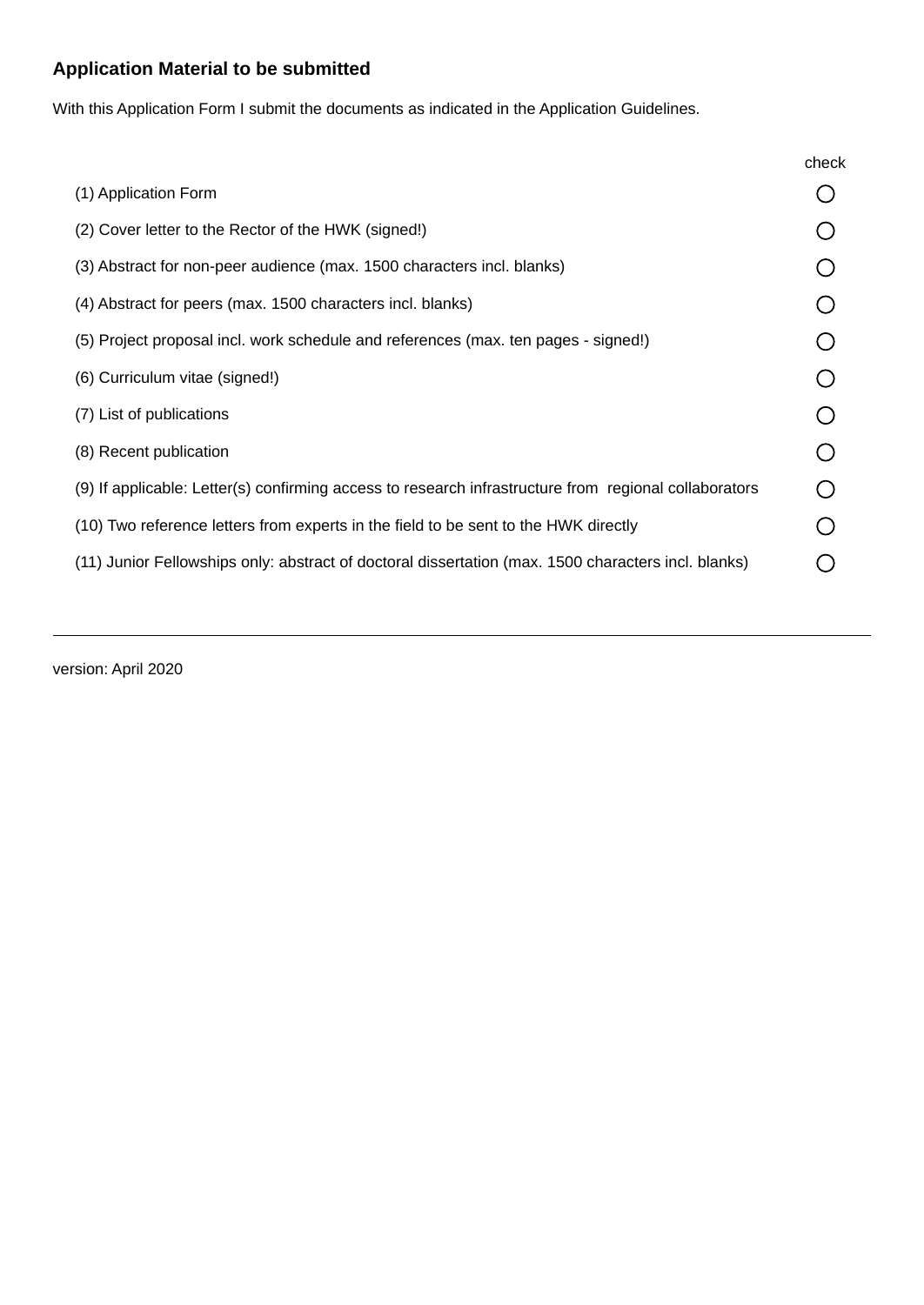### Application Material to be submitted

With this Application Form I submit the documents as indicated in the Application Guidelines.

| | check |
|---|---|
| (1) Application Form | ◯ |
| (2) Cover letter to the Rector of the HWK (signed!) | ◯ |
| (3) Abstract for non-peer audience (max. 1500 characters incl. blanks) | ◯ |
| (4) Abstract for peers (max. 1500 characters incl. blanks) | ◯ |
| (5) Project proposal incl. work schedule and references (max. ten pages - signed!) | ◯ |
| (6) Curriculum vitae (signed!) | ◯ |
| (7) List of publications | ◯ |
| (8) Recent publication | ◯ |
| (9) If applicable: Letter(s) confirming access to research infrastructure from regional collaborators | ◯ |
| (10) Two reference letters from experts in the field to be sent to the HWK directly | ◯ |
| (11) Junior Fellowships only: abstract of doctoral dissertation (max. 1500 characters incl. blanks) | ◯ |

---

version: April 2020